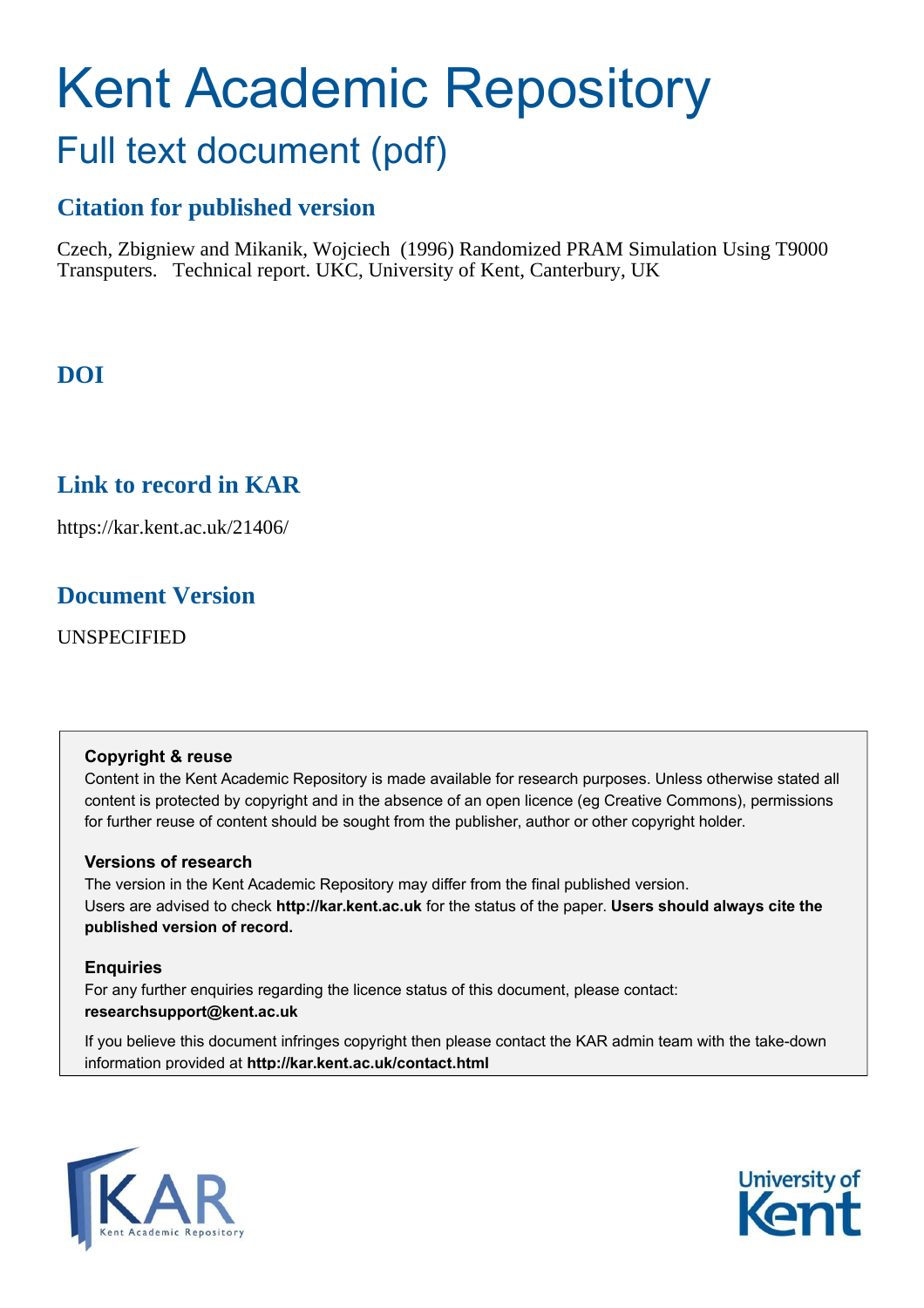# Kent Academic Repository

## Full text document (pdf)

### Citation for published version

Czech, Zbigniew and Mikanik, Wojciech (1996) Randomized PRAM Simulation Using T9000 Transputers. Technical report. UKC, University of Kent, Canterbury, UK

### DOI

### Link to record in KAR

https://kar.kent.ac.uk/21406/

### Document Version

UNSPECIFIED

**Copyright & reuse**

Content in the Kent Academic Repository is made available for research purposes. Unless otherwise stated all content is protected by copyright and in the absence of an open licence (eg Creative Commons), permissions for further reuse of content should be sought from the publisher, author or other copyright holder.

**Versions of research**

The version in the Kent Academic Repository may differ from the final published version. Users are advised to check **http://kar.kent.ac.uk** for the status of the paper. **Users should always cite the published version of record.**

**Enquiries**

For any further enquiries regarding the licence status of this document, please contact: **researchsupport@kent.ac.uk**

If you believe this document infringes copyright then please contact the KAR admin team with the take-down information provided at **http://kar.kent.ac.uk/contact.html**

KAR Kent Academic Repository

University of Kent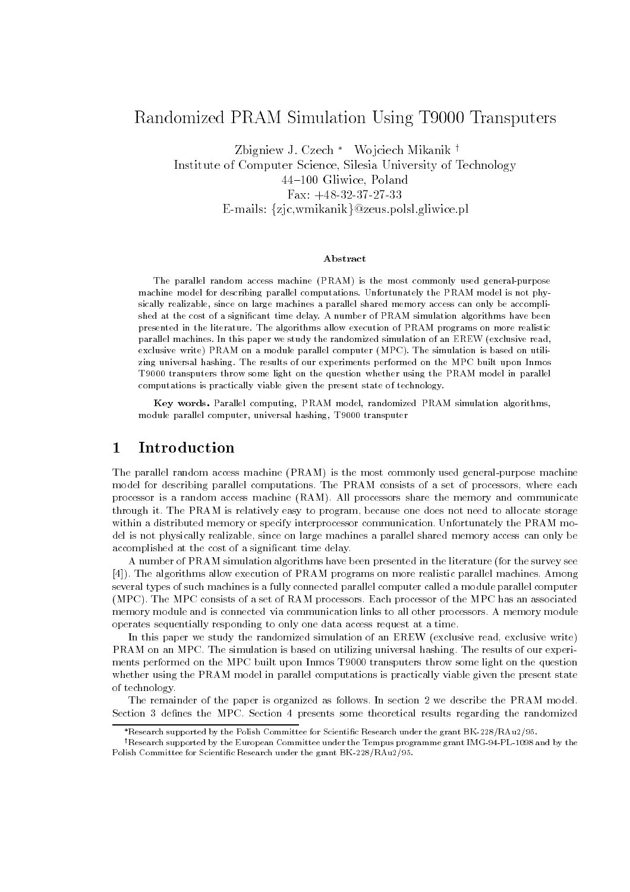# Randomized PRAM Simulation Using T9000 Transputers

Zbigniew J. Czech [*] Wojciech Mikanik [†]
Institute of Computer Science, Silesia University of Technology
44–100 Gliwice, Poland
Fax: +48-32-37-27-33
E-mails: {zjc,wmikanik}@zeus.polsl.gliwice.pl

### Abstract

The parallel random access machine (PRAM) is the most commonly used general-purpose machine model for describing parallel computations. Unfortunately the PRAM model is not physically realizable, since on large machines a parallel shared memory access can only be accomplished at the cost of a significant time delay. A number of PRAM simulation algorithms have been presented in the literature. The algorithms allow execution of PRAM programs on more realistic parallel machines. In this paper we study the randomized simulation of an EREW (exclusive read, exclusive write) PRAM on a module parallel computer (MPC). The simulation is based on utilizing universal hashing. The results of our experiments performed on the MPC built upon Inmos T9000 transputers throw some light on the question whether using the PRAM model in parallel computations is practically viable given the present state of technology.

**Key words.** Parallel computing, PRAM model, randomized PRAM simulation algorithms, module parallel computer, universal hashing, T9000 transputer

## 1 Introduction

The parallel random access machine (PRAM) is the most commonly used general-purpose machine model for describing parallel computations. The PRAM consists of a set of processors, where each processor is a random access machine (RAM). All processors share the memory and communicate through it. The PRAM is relatively easy to program, because one does not need to allocate storage within a distributed memory or specify interprocessor communication. Unfortunately the PRAM model is not physically realizable, since on large machines a parallel shared memory access can only be accomplished at the cost of a significant time delay.

A number of PRAM simulation algorithms have been presented in the literature (for the survey see [4]). The algorithms allow execution of PRAM programs on more realistic parallel machines. Among several types of such machines is a fully connected parallel computer called a module parallel computer (MPC). The MPC consists of a set of RAM processors. Each processor of the MPC has an associated memory module and is connected via communication links to all other processors. A memory module operates sequentially responding to only one data access request at a time.

In this paper we study the randomized simulation of an EREW (exclusive read, exclusive write) PRAM on an MPC. The simulation is based on utilizing universal hashing. The results of our experiments performed on the MPC built upon Inmos T9000 transputers throw some light on the question whether using the PRAM model in parallel computations is practically viable given the present state of technology.

The remainder of the paper is organized as follows. In section 2 we describe the PRAM model. Section 3 defines the MPC. Section 4 presents some theoretical results regarding the randomized

[*] Research supported by the Polish Committee for Scientific Research under the grant BK-228/RAu2/95.

[†] Research supported by the European Committee under the Tempus programme grant IMG-94-PL-1098 and by the Polish Committee for Scientific Research under the grant BK-228/RAu2/95.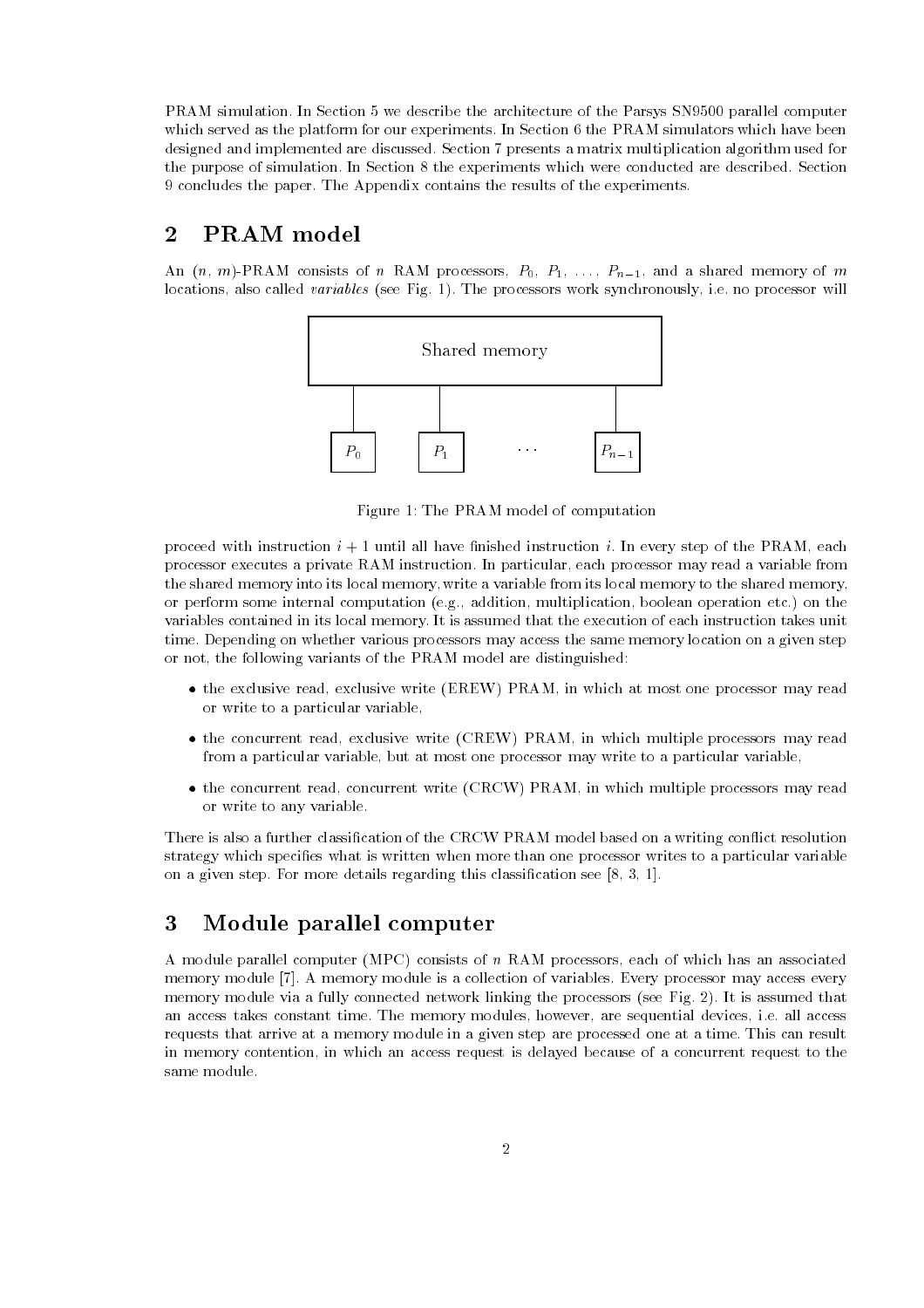PRAM simulation. In Section 5 we describe the architecture of the Parsys SN9500 parallel computer which served as the platform for our experiments. In Section 6 the PRAM simulators which have been designed and implemented are discussed. Section 7 presents a matrix multiplication algorithm used for the purpose of simulation. In Section 8 the experiments which were conducted are described. Section 9 concludes the paper. The Appendix contains the results of the experiments.

## 2 PRAM model

An $(n, m)$-PRAM consists of $n$ RAM processors, $P_0, P_1, \ldots, P_{n-1}$, and a shared memory of $m$ locations, also called *variables* (see Fig. 1). The processors work synchronously, i.e. no processor will proceed with instruction $i + 1$ until all have finished instruction $i$. In every step of the PRAM, each processor executes a private RAM instruction. In particular, each processor may read a variable from the shared memory into its local memory, write a variable from its local memory to the shared memory, or perform some internal computation (e.g., addition, multiplication, boolean operation etc.) on the variables contained in its local memory. It is assumed that the execution of each instruction takes unit time. Depending on whether various processors may access the same memory location on a given step or not, the following variants of the PRAM model are distinguished:

Shared memory

$P_0$ $P_1$ $\cdots$ $P_{n-1}$

Figure 1: The PRAM model of computation

- the exclusive read, exclusive write (EREW) PRAM, in which at most one processor may read or write to a particular variable,
- the concurrent read, exclusive write (CREW) PRAM, in which multiple processors may read from a particular variable, but at most one processor may write to a particular variable,
- the concurrent read, concurrent write (CRCW) PRAM, in which multiple processors may read or write to any variable.

There is also a further classification of the CRCW PRAM model based on a writing conflict resolution strategy which specifies what is written when more than one processor writes to a particular variable on a given step. For more details regarding this classification see [8, 3, 1].

## 3 Module parallel computer

A module parallel computer (MPC) consists of $n$ RAM processors, each of which has an associated memory module [7]. A memory module is a collection of variables. Every processor may access every memory module via a fully connected network linking the processors (see Fig. 2). It is assumed that an access takes constant time. The memory modules, however, are sequential devices, i.e. all access requests that arrive at a memory module in a given step are processed one at a time. This can result in memory contention, in which an access request is delayed because of a concurrent request to the same module.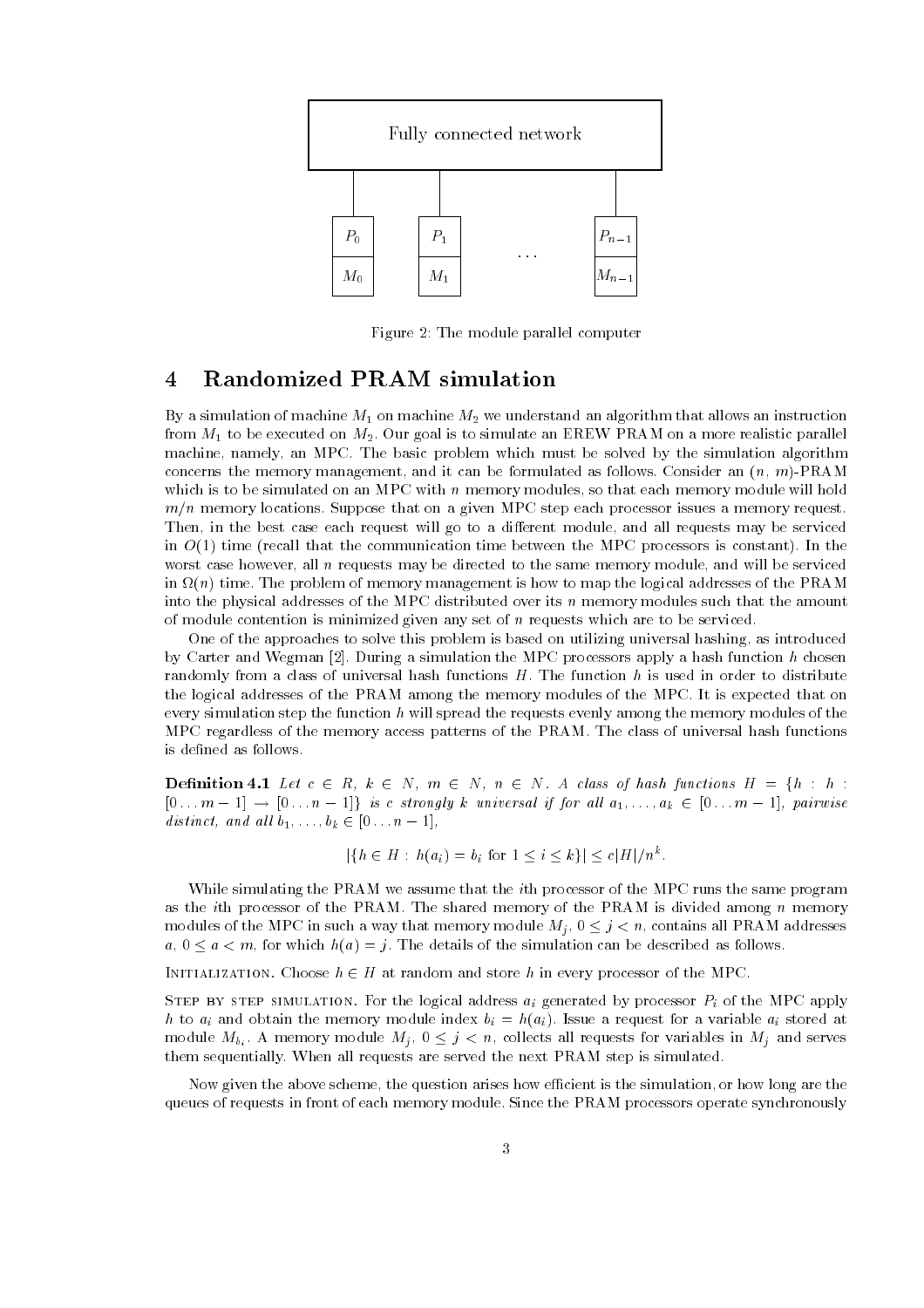Fully connected network

$P_0$ $P_1$ ... $P_{n-1}$

$M_0$ $M_1$ $M_{n-1}$

Figure 2: The module parallel computer

# 4 Randomized PRAM simulation

By a simulation of machine $M_1$ on machine $M_2$ we understand an algorithm that allows an instruction from $M_1$ to be executed on $M_2$. Our goal is to simulate an EREW PRAM on a more realistic parallel machine, namely, an MPC. The basic problem which must be solved by the simulation algorithm concerns the memory management, and it can be formulated as follows. Consider an $(n, m)$-PRAM which is to be simulated on an MPC with $n$ memory modules, so that each memory module will hold $m/n$ memory locations. Suppose that on a given MPC step each processor issues a memory request. Then, in the best case each request will go to a different module, and all requests may be serviced in $O(1)$ time (recall that the communication time between the MPC processors is constant). In the worst case however, all $n$ requests may be directed to the same memory module, and will be serviced in $\Omega(n)$ time. The problem of memory management is how to map the logical addresses of the PRAM into the physical addresses of the MPC distributed over its $n$ memory modules such that the amount of module contention is minimized given any set of $n$ requests which are to be serviced.

One of the approaches to solve this problem is based on utilizing universal hashing, as introduced by Carter and Wegman [2]. During a simulation the MPC processors apply a hash function $h$ chosen randomly from a class of universal hash functions $H$. The function $h$ is used in order to distribute the logical addresses of the PRAM among the memory modules of the MPC. It is expected that on every simulation step the function $h$ will spread the requests evenly among the memory modules of the MPC regardless of the memory access patterns of the PRAM. The class of universal hash functions is defined as follows.

**Definition 4.1** *Let $c \in R$, $k \in N$, $m \in N$, $n \in N$. A class of hash functions $H = \{h : h : [0 \ldots m-1] \to [0 \ldots n-1]\}$ is c strongly k universal if for all $a_1, \ldots, a_k \in [0 \ldots m-1]$, pairwise distinct, and all $b_1, \ldots, b_k \in [0 \ldots n-1]$,*

$$|\{h \in H : h(a_i) = b_i \text{ for } 1 \le i \le k\}| \le c|H|/n^k.$$

While simulating the PRAM we assume that the $i$th processor of the MPC runs the same program as the $i$th processor of the PRAM. The shared memory of the PRAM is divided among $n$ memory modules of the MPC in such a way that memory module $M_j$, $0 \le j < n$, contains all PRAM addresses $a$, $0 \le a < m$, for which $h(a) = j$. The details of the simulation can be described as follows.

Initialization. Choose $h \in H$ at random and store $h$ in every processor of the MPC.

Step by step simulation. For the logical address $a_i$ generated by processor $P_i$ of the MPC apply $h$ to $a_i$ and obtain the memory module index $b_i = h(a_i)$. Issue a request for a variable $a_i$ stored at module $M_{b_i}$. A memory module $M_j$, $0 \le j < n$, collects all requests for variables in $M_j$ and serves them sequentially. When all requests are served the next PRAM step is simulated.

Now given the above scheme, the question arises how efficient is the simulation, or how long are the queues of requests in front of each memory module. Since the PRAM processors operate synchronously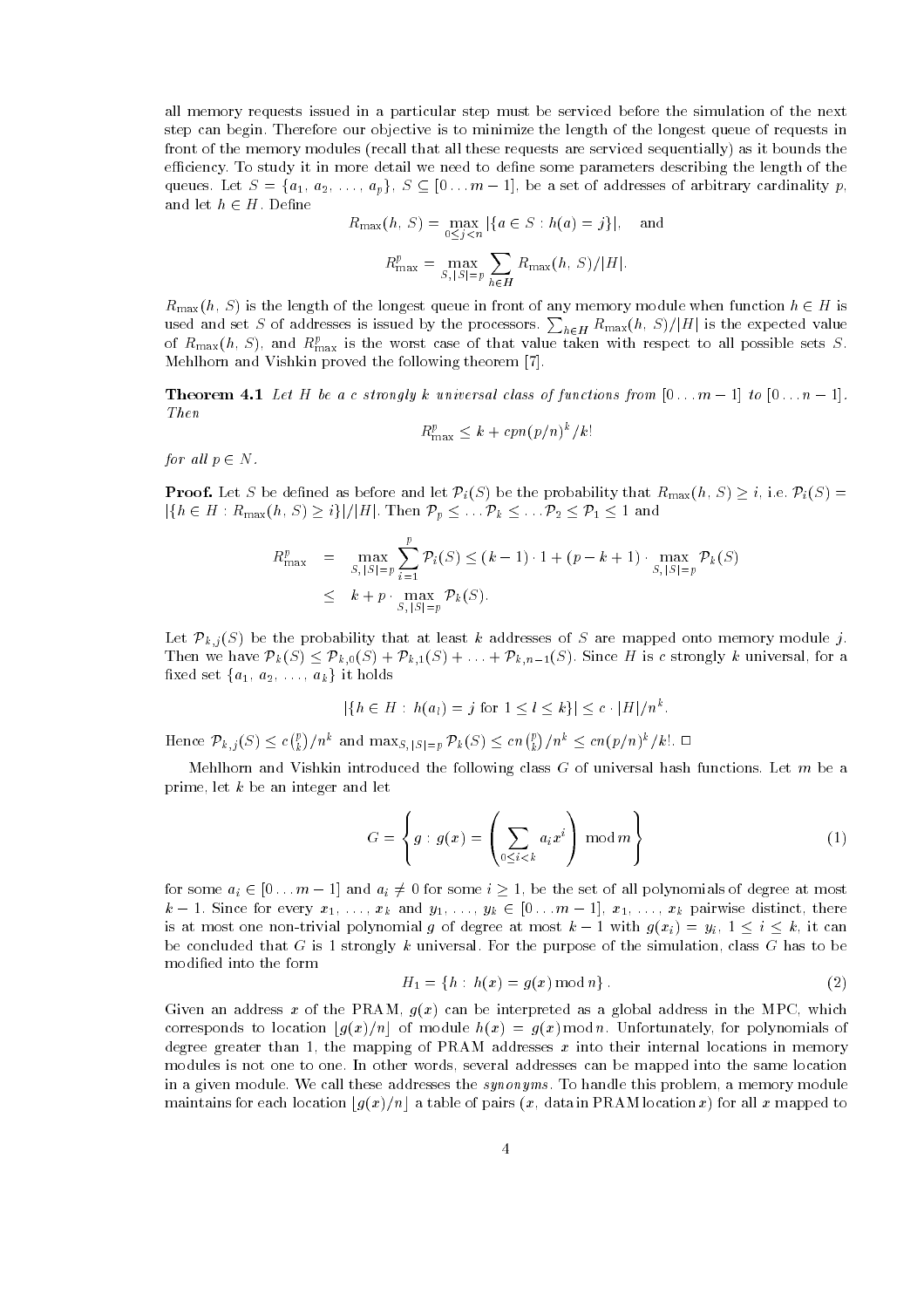all memory requests issued in a particular step must be serviced before the simulation of the next step can begin. Therefore our objective is to minimize the length of the longest queue of requests in front of the memory modules (recall that all these requests are serviced sequentially) as it bounds the efficiency. To study it in more detail we need to define some parameters describing the length of the queues. Let $S = \{a_1, a_2, \ldots, a_p\}$, $S \subseteq [0 \ldots m-1]$, be a set of addresses of arbitrary cardinality $p$, and let $h \in H$. Define

$$R_{\max}(h, S) = \max_{0 \le j < n} |\{a \in S : h(a) = j\}|, \quad \text{and}$$

$$R^p_{\max} = \max_{S, |S| = p} \sum_{h \in H} R_{\max}(h, S)/|H|.$$

$R_{\max}(h, S)$ is the length of the longest queue in front of any memory module when function $h \in H$ is used and set $S$ of addresses is issued by the processors. $\sum_{h \in H} R_{\max}(h, S)/|H|$ is the expected value of $R_{\max}(h, S)$, and $R^p_{\max}$ is the worst case of that value taken with respect to all possible sets $S$. Mehlhorn and Vishkin proved the following theorem [7].

**Theorem 4.1** *Let $H$ be a $c$ strongly $k$ universal class of functions from $[0 \ldots m-1]$ to $[0 \ldots n-1]$. Then*

$$R^p_{\max} \le k + cpn(p/n)^k/k!$$

*for all $p \in N$.*

**Proof.** Let $S$ be defined as before and let $\mathcal{P}_i(S)$ be the probability that $R_{\max}(h, S) \ge i$, i.e. $\mathcal{P}_i(S) = |\{h \in H : R_{\max}(h, S) \ge i\}|/|H|$. Then $\mathcal{P}_p \le \ldots \mathcal{P}_k \le \ldots \mathcal{P}_2 \le \mathcal{P}_1 \le 1$ and

$$\begin{aligned} R^p_{\max} &= \max_{S, |S|=p} \sum_{i=1}^{p} \mathcal{P}_i(S) \le (k-1) \cdot 1 + (p-k+1) \cdot \max_{S, |S|=p} \mathcal{P}_k(S) \\ &\le k + p \cdot \max_{S, |S|=p} \mathcal{P}_k(S). \end{aligned}$$

Let $\mathcal{P}_{k,j}(S)$ be the probability that at least $k$ addresses of $S$ are mapped onto memory module $j$. Then we have $\mathcal{P}_k(S) \le \mathcal{P}_{k,0}(S) + \mathcal{P}_{k,1}(S) + \ldots + \mathcal{P}_{k,n-1}(S)$. Since $H$ is $c$ strongly $k$ universal, for a fixed set $\{a_1, a_2, \ldots, a_k\}$ it holds

$$|\{h \in H : h(a_l) = j \text{ for } 1 \le l \le k\}| \le c \cdot |H|/n^k.$$

Hence $\mathcal{P}_{k,j}(S) \le c\binom{p}{k}/n^k$ and $\max_{S, |S|=p} \mathcal{P}_k(S) \le cn\binom{p}{k}/n^k \le cn(p/n)^k/k!$. □

Mehlhorn and Vishkin introduced the following class $G$ of universal hash functions. Let $m$ be a prime, let $k$ be an integer and let

$$G = \left\{ g : g(x) = \left( \sum_{0 \le i < k} a_i x^i \right) \bmod m \right\} \tag{1}$$

for some $a_i \in [0 \ldots m-1]$ and $a_i \ne 0$ for some $i \ge 1$, be the set of all polynomials of degree at most $k-1$. Since for every $x_1, \ldots, x_k$ and $y_1, \ldots, y_k \in [0 \ldots m-1]$, $x_1, \ldots, x_k$ pairwise distinct, there is at most one non-trivial polynomial $g$ of degree at most $k-1$ with $g(x_i) = y_i$, $1 \le i \le k$, it can be concluded that $G$ is 1 strongly $k$ universal. For the purpose of the simulation, class $G$ has to be modified into the form

$$H_1 = \{h : h(x) = g(x) \bmod n\}. \tag{2}$$

Given an address $x$ of the PRAM, $g(x)$ can be interpreted as a global address in the MPC, which corresponds to location $\lfloor g(x)/n \rfloor$ of module $h(x) = g(x) \bmod n$. Unfortunately, for polynomials of degree greater than 1, the mapping of PRAM addresses $x$ into their internal locations in memory modules is not one to one. In other words, several addresses can be mapped into the same location in a given module. We call these addresses the *synonyms*. To handle this problem, a memory module maintains for each location $\lfloor g(x)/n \rfloor$ a table of pairs ($x$, data in PRAM location $x$) for all $x$ mapped to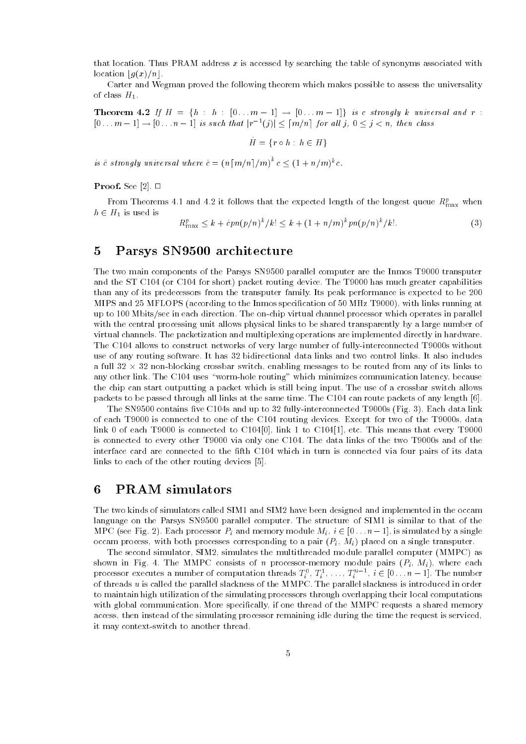that location. Thus PRAM address $x$ is accessed by searching the table of synonyms associated with location $\lfloor g(x)/n \rfloor$.

Carter and Wegman proved the following theorem which makes possible to assess the universality of class $H_1$.

**Theorem 4.2** *If $H = \{h : h : [0 \ldots m-1] \to [0 \ldots m-1]\}$ is $c$ strongly $k$ universal and $r : [0 \ldots m-1] \to [0 \ldots n-1]$ is such that $|r^{-1}(j)| \leq \lceil m/n \rceil$ for all $j$, $0 \leq j < n$, then class*

$$\hat{H} = \{r \circ h : h \in H\}$$

*is $\hat{c}$ strongly universal where $\hat{c} = (n \lceil m/n \rceil / m)^k c \leq (1 + n/m)^k c$.*

**Proof.** See [2]. □

From Theorems 4.1 and 4.2 it follows that the expected length of the longest queue $R^p_{\max}$ when $h \in H_1$ is used is

$$R^p_{\max} \leq k + \hat{c}pn(p/n)^k/k! \leq k + (1 + n/m)^k pn(p/n)^k/k!. \tag{3}$$

# 5 Parsys SN9500 architecture

The two main components of the Parsys SN9500 parallel computer are the Inmos T9000 transputer and the ST C104 (or C104 for short) packet routing device. The T9000 has much greater capabilities than any of its predecessors from the transputer family. Its peak performance is expected to be 200 MIPS and 25 MFLOPS (according to the Inmos specification of 50 MHz T9000), with links running at up to 100 Mbits/sec in each direction. The on-chip virtual channel processor which operates in parallel with the central processing unit allows physical links to be shared transparently by a large number of virtual channels. The packetization and multiplexing operations are implemented directly in hardware. The C104 allows to construct networks of very large number of fully-interconnected T9000s without use of any routing software. It has 32 bidirectional data links and two control links. It also includes a full $32 \times 32$ non-blocking crossbar switch, enabling messages to be routed from any of its links to any other link. The C104 uses "worm-hole routing" which minimizes communication latency, because the chip can start outputting a packet which is still being input. The use of a crossbar switch allows packets to be passed through all links at the same time. The C104 can route packets of any length [6].

The SN9500 contains five C104s and up to 32 fully-interconnected T9000s (Fig. 3). Each data link of each T9000 is connected to one of the C104 routing devices. Except for two of the T9000s, data link 0 of each T9000 is connected to C104[0], link 1 to C104[1], etc. This means that every T9000 is connected to every other T9000 via only one C104. The data links of the two T9000s and of the interface card are connected to the fifth C104 which in turn is connected via four pairs of its data links to each of the other routing devices [5].

# 6 PRAM simulators

The two kinds of simulators called SIM1 and SIM2 have been designed and implemented in the occam language on the Parsys SN9500 parallel computer. The structure of SIM1 is similar to that of the MPC (see Fig. 2). Each processor $P_i$ and memory module $M_i$, $i \in [0 \ldots n-1]$, is simulated by a single occam process, with both processes corresponding to a pair ($P_i$, $M_i$) placed on a single transputer.

The second simulator, SIM2, simulates the multithreaded module parallel computer (MMPC) as shown in Fig. 4. The MMPC consists of $n$ processor-memory module pairs ($P_i$, $M_i$), where each processor executes a number of computation threads $T^0_i, T^1_i, \ldots, T^{u-1}_i$, $i \in [0 \ldots n-1]$. The number of threads $u$ is called the parallel slackness of the MMPC. The parallel slackness is introduced in order to maintain high utilization of the simulating processors through overlapping their local computations with global communication. More specifically, if one thread of the MMPC requests a shared memory access, then instead of the simulating processor remaining idle during the time the request is serviced, it may context-switch to another thread.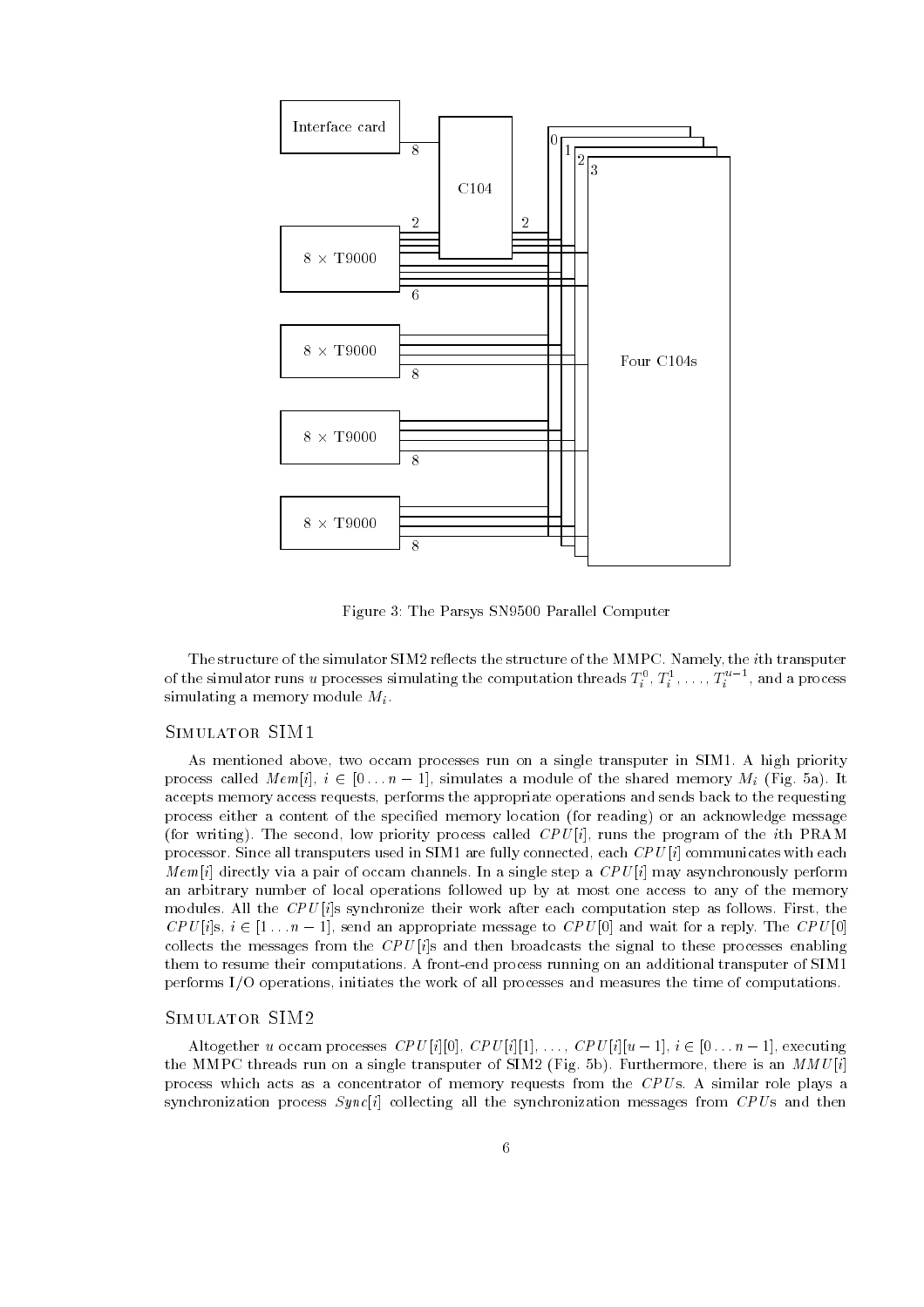Figure 3: The Parsys SN9500 Parallel Computer

The structure of the simulator SIM2 reflects the structure of the MMPC. Namely, the $i$th transputer of the simulator runs $u$ processes simulating the computation threads $T_i^0, T_i^1, \ldots, T_i^{u-1}$, and a process simulating a memory module $M_i$.

## Simulator SIM1

As mentioned above, two occam processes run on a single transputer in SIM1. A high priority process called $Mem[i]$, $i \in [0 \ldots n-1]$, simulates a module of the shared memory $M_i$ (Fig. 5a). It accepts memory access requests, performs the appropriate operations and sends back to the requesting process either a content of the specified memory location (for reading) or an acknowledge message (for writing). The second, low priority process called $CPU[i]$, runs the program of the $i$th PRAM processor. Since all transputers used in SIM1 are fully connected, each $CPU[i]$ communicates with each $Mem[i]$ directly via a pair of occam channels. In a single step a $CPU[i]$ may asynchronously perform an arbitrary number of local operations followed up by at most one access to any of the memory modules. All the $CPU[i]$s synchronize their work after each computation step as follows. First, the $CPU[i]$s, $i \in [1 \ldots n-1]$, send an appropriate message to $CPU[0]$ and wait for a reply. The $CPU[0]$ collects the messages from the $CPU[i]$s and then broadcasts the signal to these processes enabling them to resume their computations. A front-end process running on an additional transputer of SIM1 performs I/O operations, initiates the work of all processes and measures the time of computations.

## Simulator SIM2

Altogether $u$ occam processes $CPU[i][0]$, $CPU[i][1]$, ..., $CPU[i][u-1]$, $i \in [0 \ldots n-1]$, executing the MMPC threads run on a single transputer of SIM2 (Fig. 5b). Furthermore, there is an $MMU[i]$ process which acts as a concentrator of memory requests from the $CPU$s. A similar role plays a synchronization process $Sync[i]$ collecting all the synchronization messages from $CPU$s and then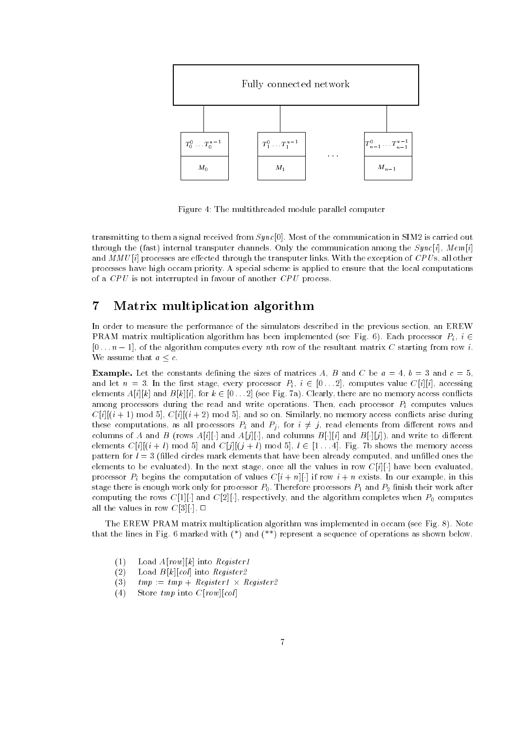Figure 4: The multithreaded module parallel computer

transmitting to them a signal received from $Sync[0]$. Most of the communication in SIM2 is carried out through the (fast) internal transputer channels. Only the communication among the $Sync[i]$, $Mem[i]$ and $MMU[i]$ processes are effected through the transputer links. With the exception of $CPU$s, all other processes have high occam priority. A special scheme is applied to ensure that the local computations of a $CPU$ is not interrupted in favour of another $CPU$ process.

# 7 Matrix multiplication algorithm

In order to measure the performance of the simulators described in the previous section, an EREW PRAM matrix multiplication algorithm has been implemented (see Fig. 6). Each processor $P_i$, $i \in [0 \dots n-1]$, of the algorithm computes every $n$th row of the resultant matrix $C$ starting from row $i$. We assume that $a \leq c$.

**Example.** Let the constants defining the sizes of matrices $A$, $B$ and $C$ be $a = 4$, $b = 3$ and $c = 5$, and let $n = 3$. In the first stage, every processor $P_i$, $i \in [0 \dots 2]$, computes value $C[i][i]$, accessing elements $A[i][k]$ and $B[k][i]$, for $k \in [0 \dots 2]$ (see Fig. 7a). Clearly, there are no memory access conflicts among processors during the read and write operations. Then, each processor $P_i$ computes values $C[i][(i+1) \bmod 5]$, $C[i][(i+2) \bmod 5]$, and so on. Similarly, no memory access conflicts arise during these computations, as all processors $P_i$ and $P_j$, for $i \neq j$, read elements from different rows and columns of $A$ and $B$ (rows $A[i][\cdot]$ and $A[j][\cdot]$, and columns $B[\cdot][i]$ and $B[\cdot][j]$), and write to different elements $C[i][(i+l) \bmod 5]$ and $C[j][(j+l) \bmod 5]$, $l \in [1 \dots 4]$. Fig. 7b shows the memory access pattern for $l = 3$ (filled circles mark elements that have been already computed, and unfilled ones the elements to be evaluated). In the next stage, once all the values in row $C[i][\cdot]$ have been evaluated, processor $P_i$ begins the computation of values $C[i+n][\cdot]$ if row $i+n$ exists. In our example, in this stage there is enough work only for processor $P_0$. Therefore processors $P_1$ and $P_2$ finish their work after computing the rows $C[1][\cdot]$ and $C[2][\cdot]$, respectively, and the algorithm completes when $P_0$ computes all the values in row $C[3][\cdot]$. □

The EREW PRAM matrix multiplication algorithm was implemented in occam (see Fig. 8). Note that the lines in Fig. 6 marked with (*) and (**) represent a sequence of operations as shown below.

(1) Load $A[row][k]$ into *Register1*
(2) Load $B[k][col]$ into *Register2*
(3) $tmp := tmp + Register1 \times Register2$
(4) Store $tmp$ into $C[row][col]$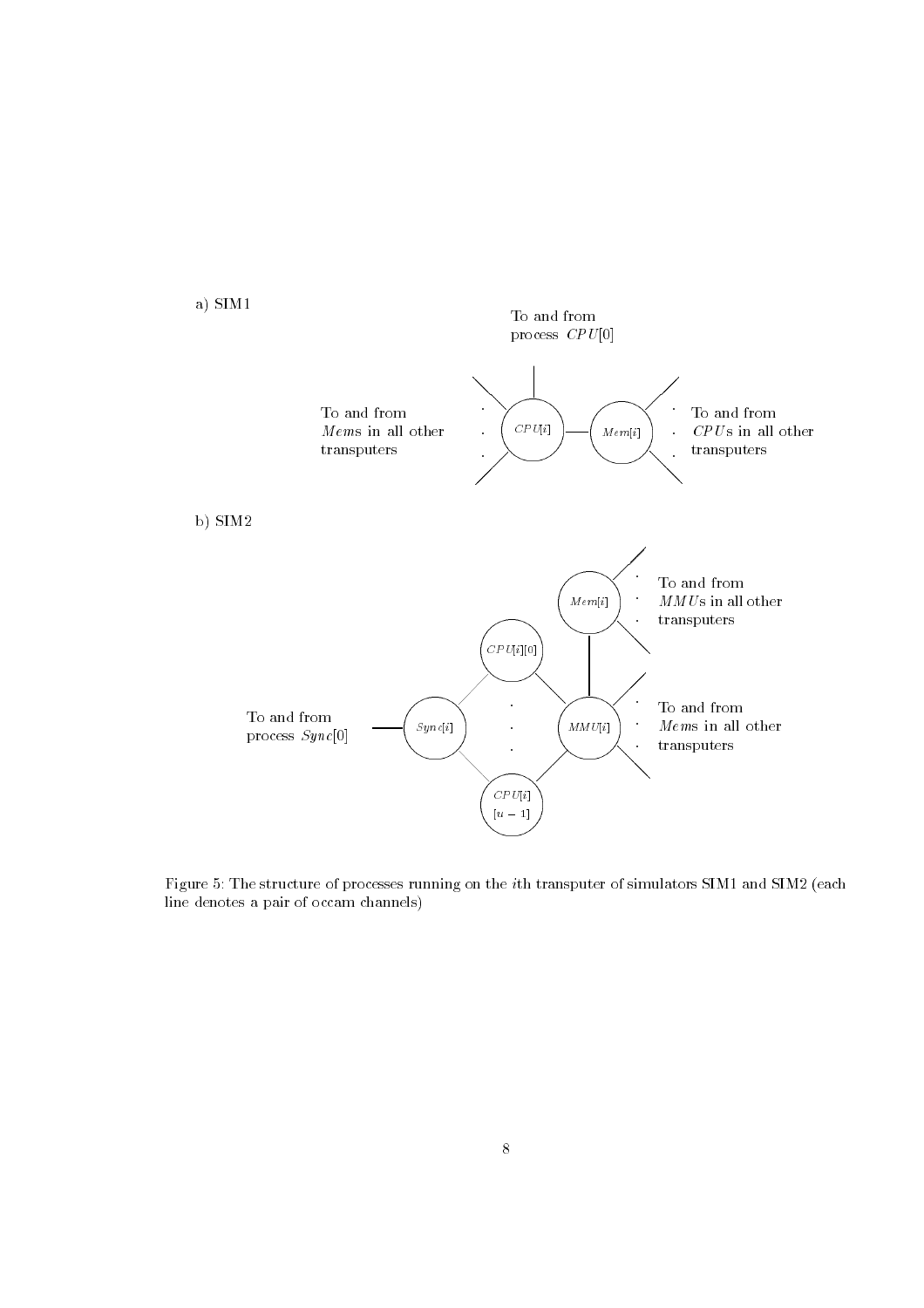a) SIM1

To and from process $CPU[0]$

To and from *Mems* in all other transputers

$CPU[i]$

$Mem[i]$

To and from *CPU*s in all other transputers

b) SIM2

$Mem[i]$

To and from *MMU*s in all other transputers

$CPU[i][0]$

To and from process $Sync[0]$

$Sync[i]$

$MMU[i]$

To and from *Mems* in all other transputers

$CPU[i]$ $[u-1]$

Figure 5: The structure of processes running on the $i$th transputer of simulators SIM1 and SIM2 (each line denotes a pair of occam channels)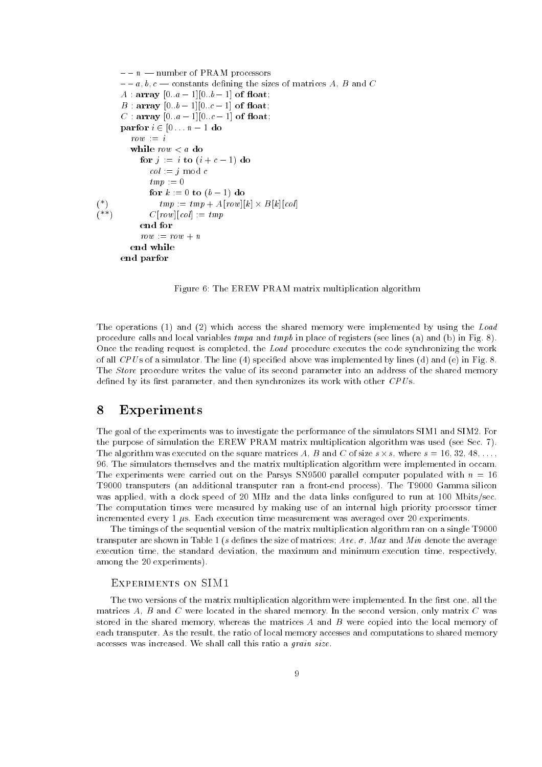```
-- n — number of PRAM processors
-- a, b, c — constants defining the sizes of matrices A, B and C
A : array [0..a − 1][0..b − 1] of float;
B : array [0..b − 1][0..c − 1] of float;
C : array [0..a − 1][0..c − 1] of float;
parfor i ∈ [0 . . . n − 1 do
   row := i
   while row < a do
      for j := i to (i + c − 1) do
         col := j mod c
         tmp := 0
         for k := 0 to (b − 1) do
(*)         tmp := tmp + A[row][k] × B[k][col]
(**)     C[row][col] := tmp
      end for
      row := row + n
   end while
end parfor
```

Figure 6: The EREW PRAM matrix multiplication algorithm

The operations (1) and (2) which access the shared memory were implemented by using the *Load* procedure calls and local variables *tmpa* and *tmpb* in place of registers (see lines (a) and (b) in Fig. 8). Once the reading request is completed, the *Load* procedure executes the code synchronizing the work of all *CPU*s of a simulator. The line (4) specified above was implemented by lines (d) and (e) in Fig. 8. The *Store* procedure writes the value of its second parameter into an address of the shared memory defined by its first parameter, and then synchronizes its work with other *CPU*s.

## 8 Experiments

The goal of the experiments was to investigate the performance of the simulators SIM1 and SIM2. For the purpose of simulation the EREW PRAM matrix multiplication algorithm was used (see Sec. 7). The algorithm was executed on the square matrices $A$, $B$ and $C$ of size $s \times s$, where $s = 16, 32, 48, \ldots, 96$. The simulators themselves and the matrix multiplication algorithm were implemented in occam. The experiments were carried out on the Parsys SN9500 parallel computer populated with $n = 16$ T9000 transputers (an additional transputer ran a front-end process). The T9000 Gamma silicon was applied, with a clock speed of 20 MHz and the data links configured to run at 100 Mbits/sec. The computation times were measured by making use of an internal high priority processor timer incremented every 1 $\mu$s. Each execution time measurement was averaged over 20 experiments.

The timings of the sequential version of the matrix multiplication algorithm ran on a single T9000 transputer are shown in Table 1 ($s$ defines the size of matrices; *Ave*, $\sigma$, *Max* and *Min* denote the average execution time, the standard deviation, the maximum and minimum execution time, respectively, among the 20 experiments).

### Experiments on SIM1

The two versions of the matrix multiplication algorithm were implemented. In the first one, all the matrices $A$, $B$ and $C$ were located in the shared memory. In the second version, only matrix $C$ was stored in the shared memory, whereas the matrices $A$ and $B$ were copied into the local memory of each transputer. As the result, the ratio of local memory accesses and computations to shared memory accesses was increased. We shall call this ratio a *grain size*.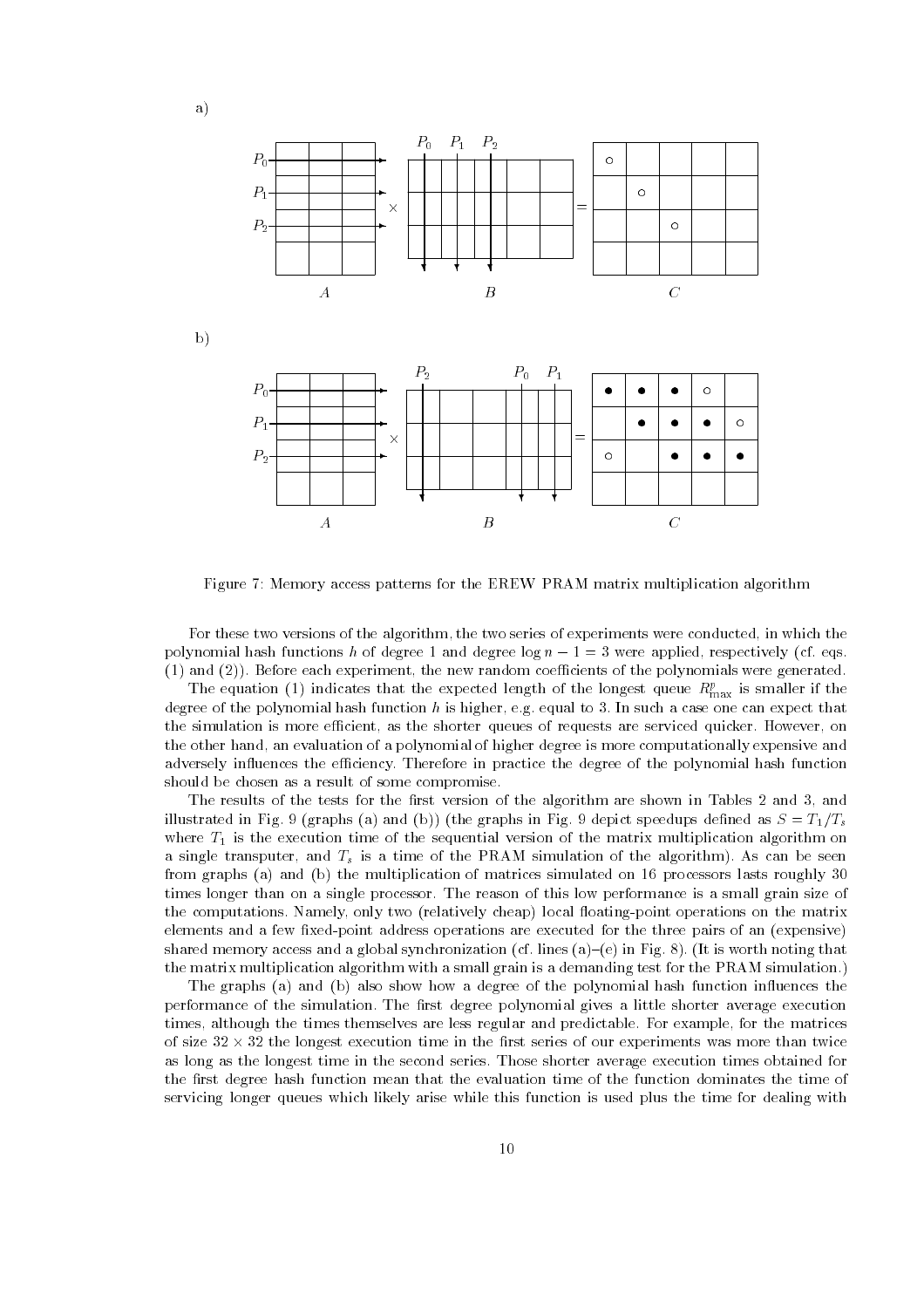Figure 7: Memory access patterns for the EREW PRAM matrix multiplication algorithm

For these two versions of the algorithm, the two series of experiments were conducted, in which the polynomial hash functions $h$ of degree 1 and degree $\log n - 1 = 3$ were applied, respectively (cf. eqs. (1) and (2)). Before each experiment, the new random coefficients of the polynomials were generated.

The equation (1) indicates that the expected length of the longest queue $R^p_{\max}$ is smaller if the degree of the polynomial hash function $h$ is higher, e.g. equal to 3. In such a case one can expect that the simulation is more efficient, as the shorter queues of requests are serviced quicker. However, on the other hand, an evaluation of a polynomial of higher degree is more computationally expensive and adversely influences the efficiency. Therefore in practice the degree of the polynomial hash function should be chosen as a result of some compromise.

The results of the tests for the first version of the algorithm are shown in Tables 2 and 3, and illustrated in Fig. 9 (graphs (a) and (b)) (the graphs in Fig. 9 depict speedups defined as $S = T_1/T_s$ where $T_1$ is the execution time of the sequential version of the matrix multiplication algorithm on a single transputer, and $T_s$ is a time of the PRAM simulation of the algorithm). As can be seen from graphs (a) and (b) the multiplication of matrices simulated on 16 processors lasts roughly 30 times longer than on a single processor. The reason of this low performance is a small grain size of the computations. Namely, only two (relatively cheap) local floating-point operations on the matrix elements and a few fixed-point address operations are executed for the three pairs of an (expensive) shared memory access and a global synchronization (cf. lines (a)–(e) in Fig. 8). (It is worth noting that the matrix multiplication algorithm with a small grain is a demanding test for the PRAM simulation.)

The graphs (a) and (b) also show how a degree of the polynomial hash function influences the performance of the simulation. The first degree polynomial gives a little shorter average execution times, although the times themselves are less regular and predictable. For example, for the matrices of size $32 \times 32$ the longest execution time in the first series of our experiments was more than twice as long as the longest time in the second series. Those shorter average execution times obtained for the first degree hash function mean that the evaluation time of the function dominates the time of servicing longer queues which likely arise while this function is used plus the time for dealing with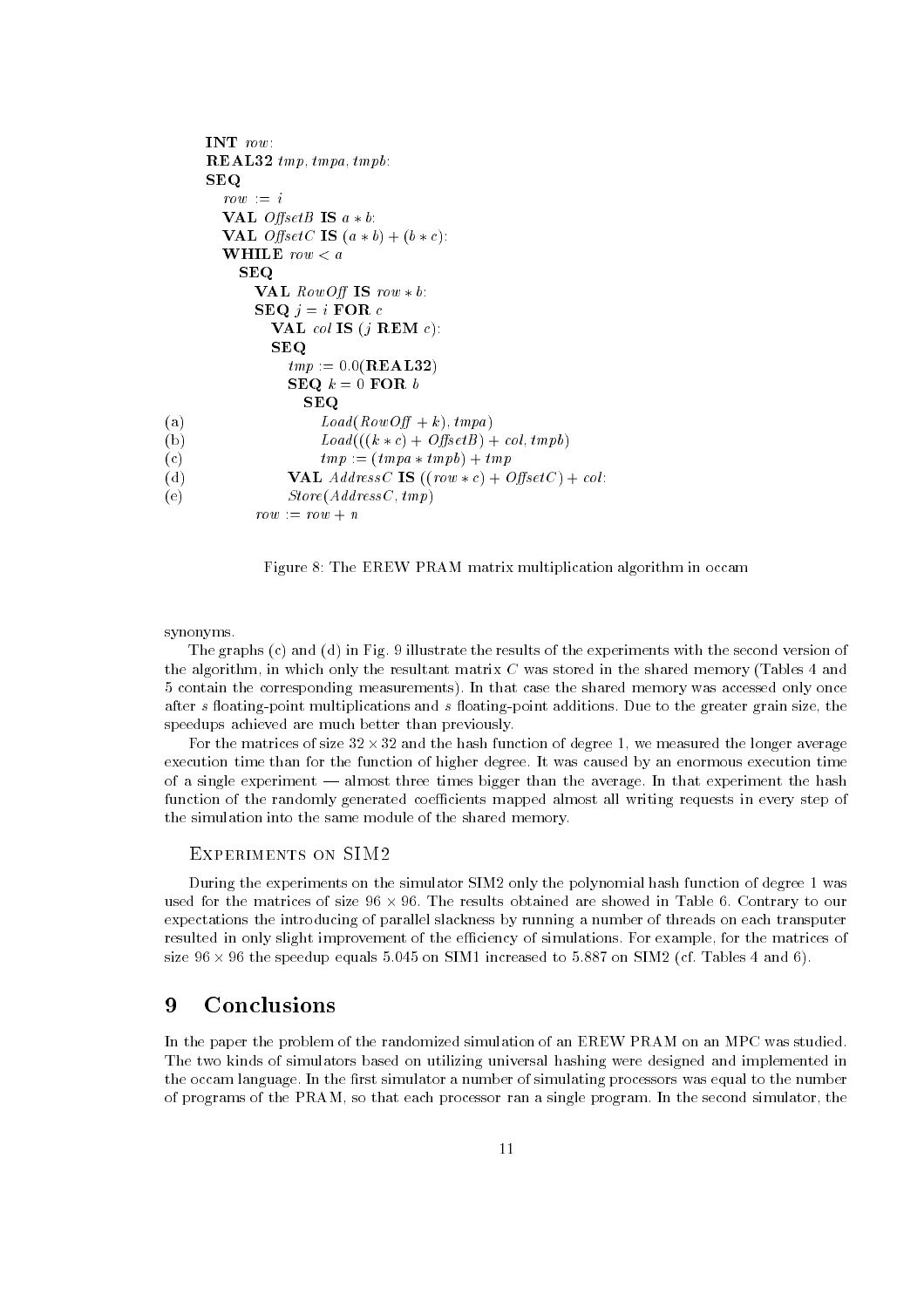```
        INT row:
        REAL32 tmp, tmpa, tmpb:
        SEQ
          row := i
          VAL OffsetB IS a * b:
          VAL OffsetC IS (a * b) + (b * c):
          WHILE row < a
            SEQ
              VAL RowOff IS row * b:
              SEQ j = i FOR c
                VAL col IS (j REM c):
                SEQ
                  tmp := 0.0(REAL32)
                  SEQ k = 0 FOR b
                    SEQ
(a)                   Load((RowOff + k), tmpa)
(b)                   Load(((k * c) + OffsetB) + col, tmpb)
(c)                   tmp := (tmpa * tmpb) + tmp
(d)               VAL AddressC IS ((row * c) + OffsetC) + col:
(e)               Store(AddressC, tmp)
              row := row + n
```

Figure 8: The EREW PRAM matrix multiplication algorithm in occam

synonyms.

The graphs (c) and (d) in Fig. 9 illustrate the results of the experiments with the second version of the algorithm, in which only the resultant matrix $C$ was stored in the shared memory (Tables 4 and 5 contain the corresponding measurements). In that case the shared memory was accessed only once after $s$ floating-point multiplications and $s$ floating-point additions. Due to the greater grain size, the speedups achieved are much better than previously.

For the matrices of size $32 \times 32$ and the hash function of degree 1, we measured the longer average execution time than for the function of higher degree. It was caused by an enormous execution time of a single experiment — almost three times bigger than the average. In that experiment the hash function of the randomly generated coefficients mapped almost all writing requests in every step of the simulation into the same module of the shared memory.

### Experiments on SIM2

During the experiments on the simulator SIM2 only the polynomial hash function of degree 1 was used for the matrices of size $96 \times 96$. The results obtained are showed in Table 6. Contrary to our expectations the introducing of parallel slackness by running a number of threads on each transputer resulted in only slight improvement of the efficiency of simulations. For example, for the matrices of size $96 \times 96$ the speedup equals 5.045 on SIM1 increased to 5.887 on SIM2 (cf. Tables 4 and 6).

## 9 Conclusions

In the paper the problem of the randomized simulation of an EREW PRAM on an MPC was studied. The two kinds of simulators based on utilizing universal hashing were designed and implemented in the occam language. In the first simulator a number of simulating processors was equal to the number of programs of the PRAM, so that each processor ran a single program. In the second simulator, the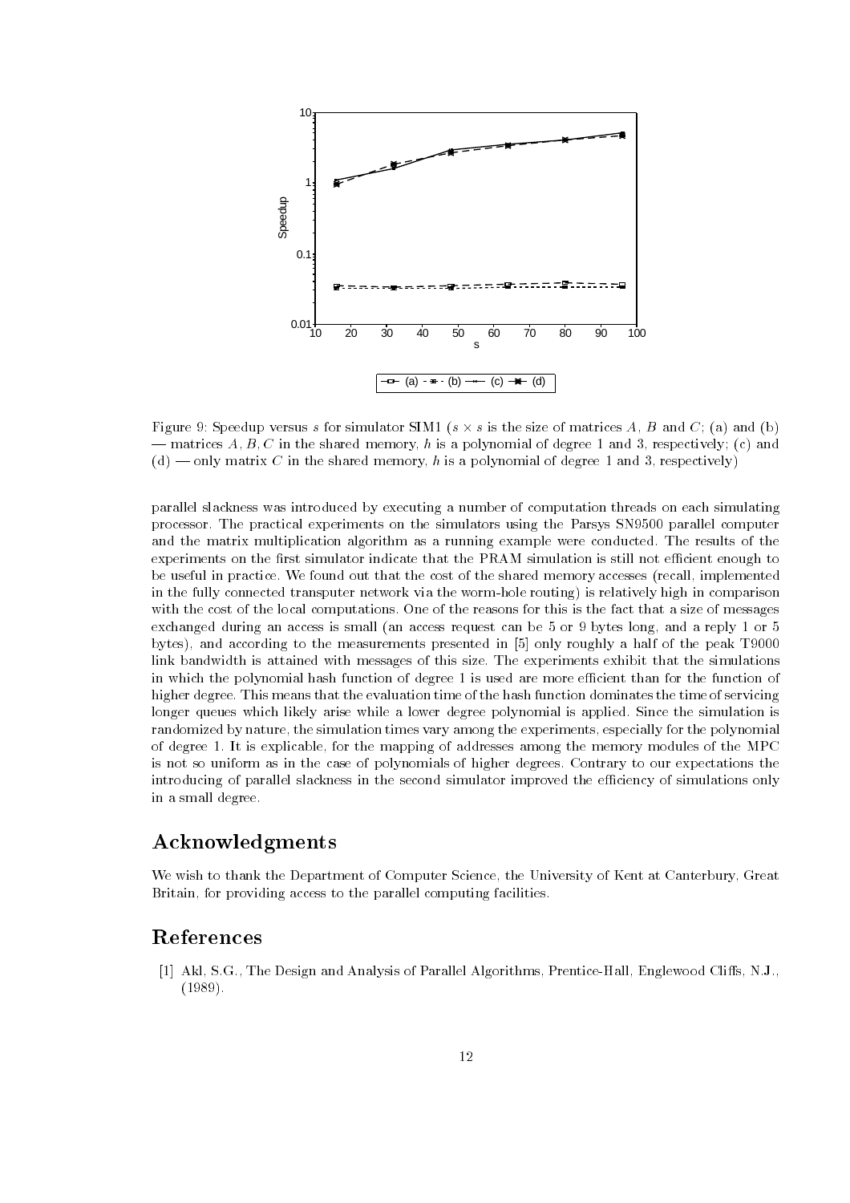Figure 9: Speedup versus $s$ for simulator SIM1 ($s \times s$ is the size of matrices $A$, $B$ and $C$; (a) and (b) — matrices $A, B, C$ in the shared memory, $h$ is a polynomial of degree 1 and 3, respectively; (c) and (d) — only matrix $C$ in the shared memory, $h$ is a polynomial of degree 1 and 3, respectively)

parallel slackness was introduced by executing a number of computation threads on each simulating processor. The practical experiments on the simulators using the Parsys SN9500 parallel computer and the matrix multiplication algorithm as a running example were conducted. The results of the experiments on the first simulator indicate that the PRAM simulation is still not efficient enough to be useful in practice. We found out that the cost of the shared memory accesses (recall, implemented in the fully connected transputer network via the worm-hole routing) is relatively high in comparison with the cost of the local computations. One of the reasons for this is the fact that a size of messages exchanged during an access is small (an access request can be 5 or 9 bytes long, and a reply 1 or 5 bytes), and according to the measurements presented in [5] only roughly a half of the peak T9000 link bandwidth is attained with messages of this size. The experiments exhibit that the simulations in which the polynomial hash function of degree 1 is used are more efficient than for the function of higher degree. This means that the evaluation time of the hash function dominates the time of servicing longer queues which likely arise while a lower degree polynomial is applied. Since the simulation is randomized by nature, the simulation times vary among the experiments, especially for the polynomial of degree 1. It is explicable, for the mapping of addresses among the memory modules of the MPC is not so uniform as in the case of polynomials of higher degrees. Contrary to our expectations the introducing of parallel slackness in the second simulator improved the efficiency of simulations only in a small degree.

## Acknowledgments

We wish to thank the Department of Computer Science, the University of Kent at Canterbury, Great Britain, for providing access to the parallel computing facilities.

## References

[1] Akl, S.G., The Design and Analysis of Parallel Algorithms, Prentice-Hall, Englewood Cliffs, N.J., (1989).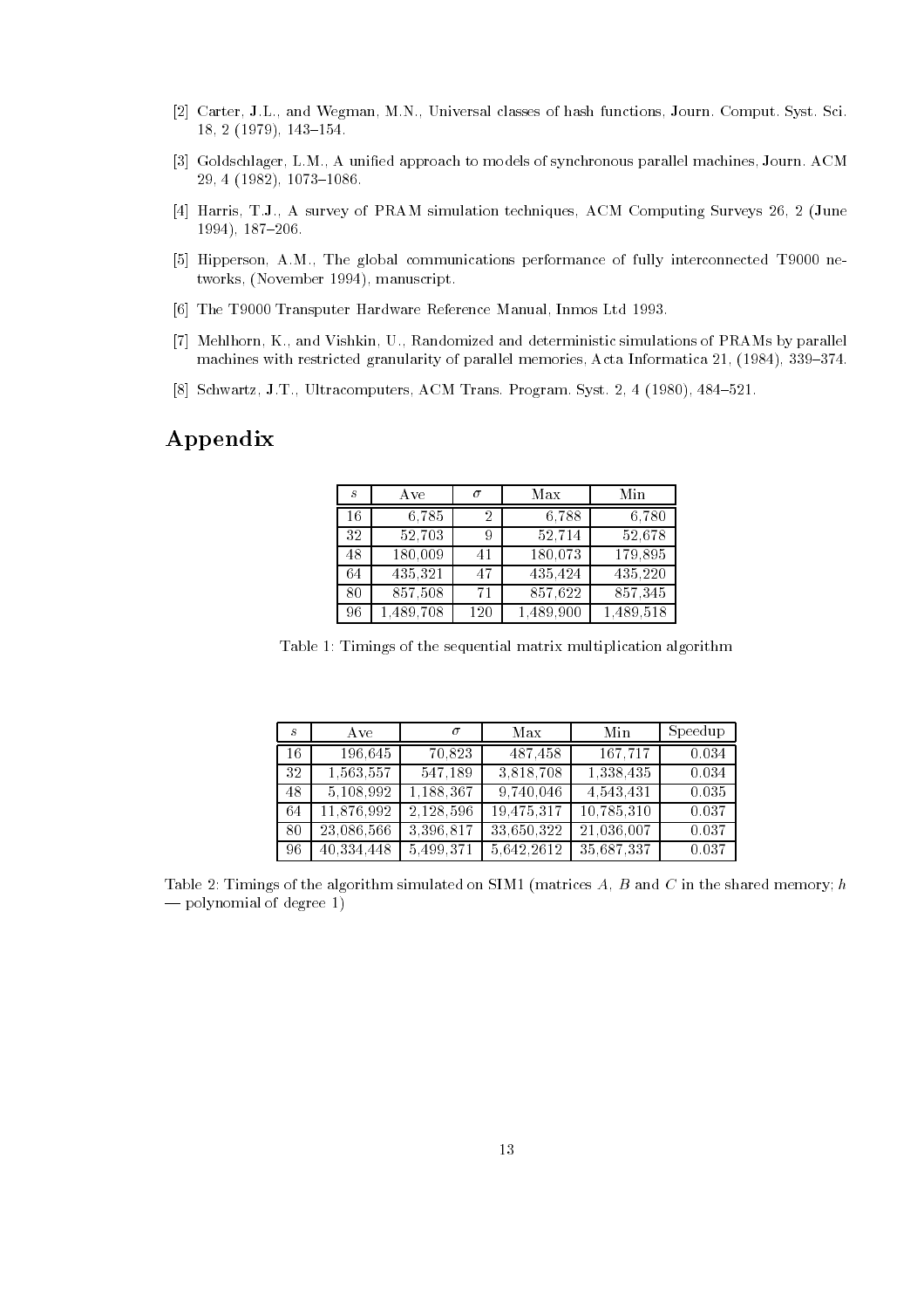[2] Carter, J.L., and Wegman, M.N., Universal classes of hash functions, Journ. Comput. Syst. Sci. 18, 2 (1979), 143–154.

[3] Goldschlager, L.M., A unified approach to models of synchronous parallel machines, Journ. ACM 29, 4 (1982), 1073–1086.

[4] Harris, T.J., A survey of PRAM simulation techniques, ACM Computing Surveys 26, 2 (June 1994), 187–206.

[5] Hipperson, A.M., The global communications performance of fully interconnected T9000 networks, (November 1994), manuscript.

[6] The T9000 Transputer Hardware Reference Manual, Inmos Ltd 1993.

[7] Mehlhorn, K., and Vishkin, U., Randomized and deterministic simulations of PRAMs by parallel machines with restricted granularity of parallel memories, Acta Informatica 21, (1984), 339–374.

[8] Schwartz, J.T., Ultracomputers, ACM Trans. Program. Syst. 2, 4 (1980), 484–521.

# Appendix

| $s$ | Ave | $\sigma$ | Max | Min |
|---|---|---|---|---|
| 16 | 6,785 | 2 | 6,788 | 6,780 |
| 32 | 52,703 | 9 | 52,714 | 52,678 |
| 48 | 180,009 | 41 | 180,073 | 179,895 |
| 64 | 435,321 | 47 | 435,424 | 435,220 |
| 80 | 857,508 | 71 | 857,622 | 857,345 |
| 96 | 1,489,708 | 120 | 1,489,900 | 1,489,518 |

Table 1: Timings of the sequential matrix multiplication algorithm

| $s$ | Ave | $\sigma$ | Max | Min | Speedup |
|---|---|---|---|---|---|
| 16 | 196,645 | 70,823 | 487,458 | 167,717 | 0.034 |
| 32 | 1,563,557 | 547,189 | 3,818,708 | 1,338,435 | 0.034 |
| 48 | 5,108,992 | 1,188,367 | 9,740,046 | 4,543,431 | 0.035 |
| 64 | 11,876,992 | 2,128,596 | 19,475,317 | 10,785,310 | 0.037 |
| 80 | 23,086,566 | 3,396,817 | 33,650,322 | 21,036,007 | 0.037 |
| 96 | 40,334,448 | 5,499,371 | 5,642,2612 | 35,687,337 | 0.037 |

Table 2: Timings of the algorithm simulated on SIM1 (matrices $A$, $B$ and $C$ in the shared memory; $h$ — polynomial of degree 1)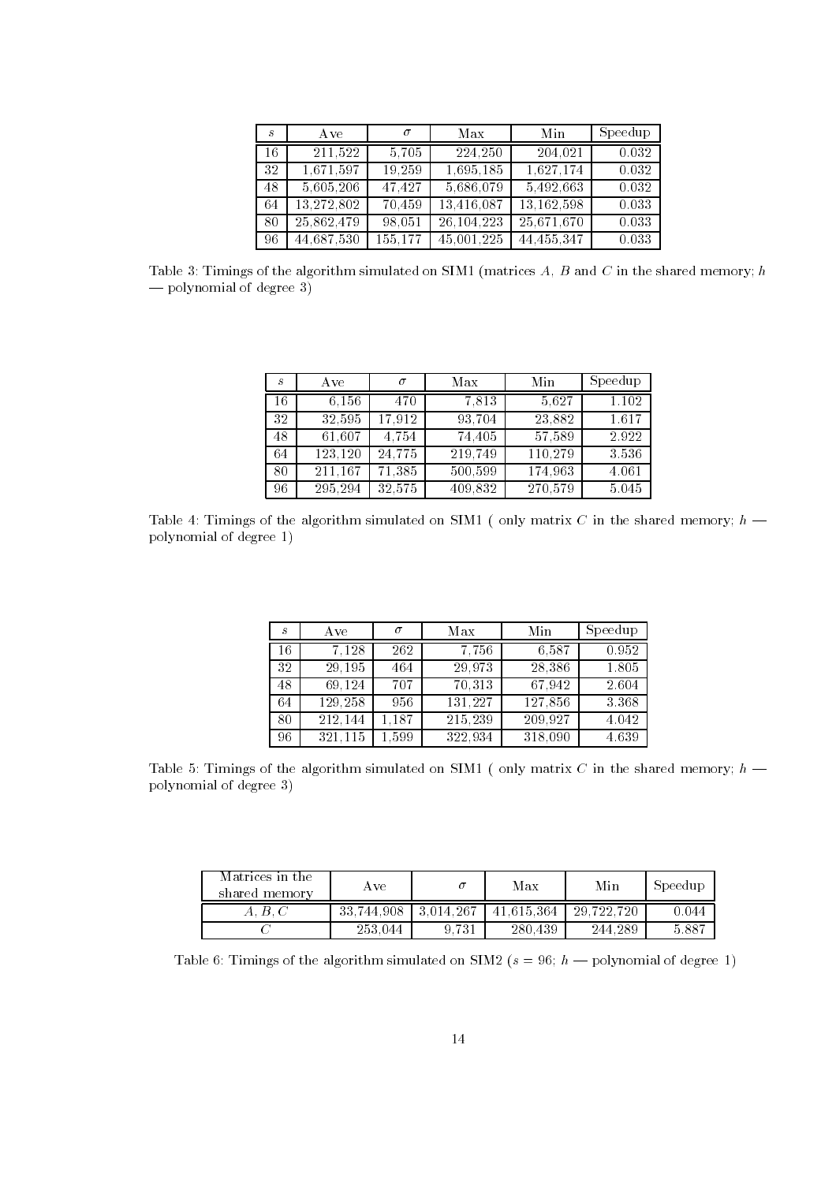| $s$ | Ave | $\sigma$ | Max | Min | Speedup |
|---|---|---|---|---|---|
| 16 | 211,522 | 5,705 | 224,250 | 204,021 | 0.032 |
| 32 | 1,671,597 | 19,259 | 1,695,185 | 1,627,174 | 0.032 |
| 48 | 5,605,206 | 47,427 | 5,686,079 | 5,492,663 | 0.032 |
| 64 | 13,272,802 | 70,459 | 13,416,087 | 13,162,598 | 0.033 |
| 80 | 25,862,479 | 98,051 | 26,104,223 | 25,671,670 | 0.033 |
| 96 | 44,687,530 | 155,177 | 45,001,225 | 44,455,347 | 0.033 |

Table 3: Timings of the algorithm simulated on SIM1 (matrices $A$, $B$ and $C$ in the shared memory; $h$ — polynomial of degree 3)

| $s$ | Ave | $\sigma$ | Max | Min | Speedup |
|---|---|---|---|---|---|
| 16 | 6,156 | 470 | 7,813 | 5,627 | 1.102 |
| 32 | 32,595 | 17,912 | 93,704 | 23,882 | 1.617 |
| 48 | 61,607 | 4,754 | 74,405 | 57,589 | 2.922 |
| 64 | 123,120 | 24,775 | 219,749 | 110,279 | 3.536 |
| 80 | 211,167 | 71,385 | 500,599 | 174,963 | 4.061 |
| 96 | 295,294 | 32,575 | 409,832 | 270,579 | 5.045 |

Table 4: Timings of the algorithm simulated on SIM1 ( only matrix $C$ in the shared memory; $h$ — polynomial of degree 1)

| $s$ | Ave | $\sigma$ | Max | Min | Speedup |
|---|---|---|---|---|---|
| 16 | 7,128 | 262 | 7,756 | 6,587 | 0.952 |
| 32 | 29,195 | 464 | 29,973 | 28,386 | 1.805 |
| 48 | 69,124 | 707 | 70,313 | 67,942 | 2.604 |
| 64 | 129,258 | 956 | 131,227 | 127,856 | 3.368 |
| 80 | 212,144 | 1,187 | 215,239 | 209,927 | 4.042 |
| 96 | 321,115 | 1,599 | 322,934 | 318,090 | 4.639 |

Table 5: Timings of the algorithm simulated on SIM1 ( only matrix $C$ in the shared memory; $h$ — polynomial of degree 3)

| Matrices in the shared memory | Ave | $\sigma$ | Max | Min | Speedup |
|---|---|---|---|---|---|
| $A$, $B$, $C$ | 33,744,908 | 3,014,267 | 41,615,364 | 29,722,720 | 0.044 |
| $C$ | 253,044 | 9,731 | 280,439 | 244,289 | 5.887 |

Table 6: Timings of the algorithm simulated on SIM2 ($s = 96$; $h$ — polynomial of degree 1)